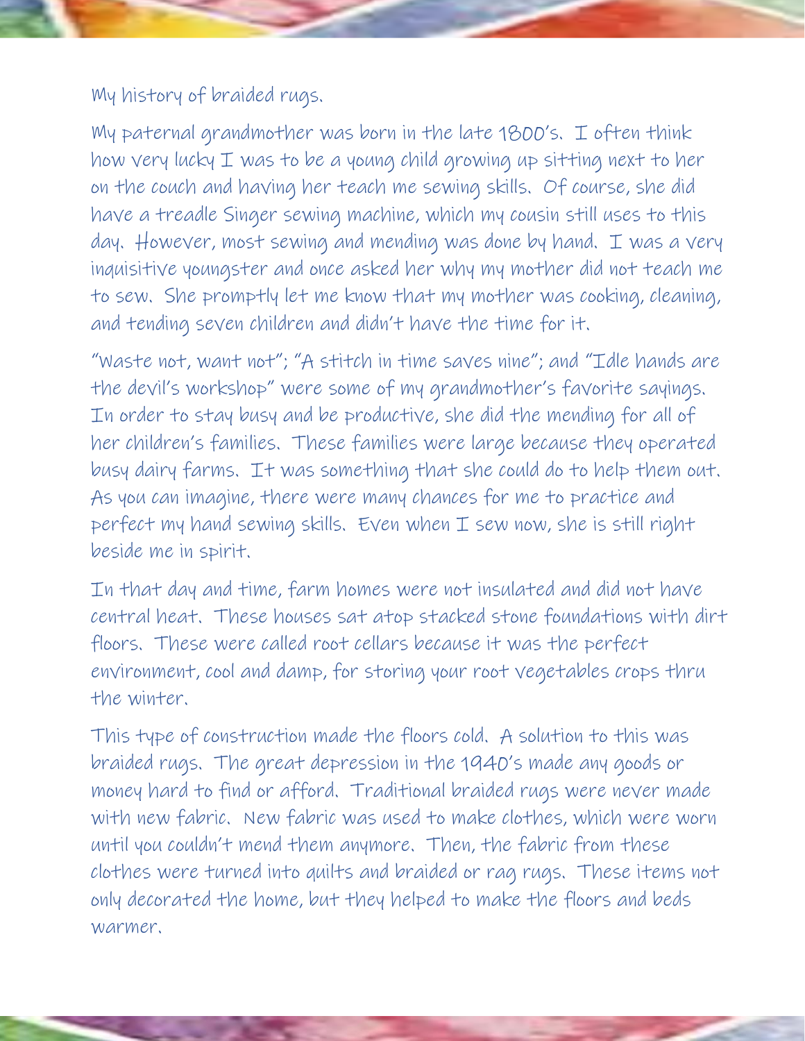My history of braided rugs.

My paternal grandmother was born in the late 1800's. I often think how very lucky I was to be a young child growing up sitting next to her on the couch and having her teach me sewing skills. Of course, she did have a treadle Singer sewing machine, which my cousin still uses to this day. However, most sewing and mending was done by hand. I was a very inquisitive youngster and once asked her why my mother did not teach me to sew. She promptly let me know that my mother was cooking, cleaning, and tending seven children and didn't have the time for it.

"Waste not, want not"; "A stitch in time saves nine"; and "Idle hands are the devil's workshop" were some of my grandmother's favorite sayings. In order to stay busy and be productive, she did the mending for all of her children's families. These families were large because they operated busy dairy farms. It was something that she could do to help them out. As you can imagine, there were many chances for me to practice and perfect my hand sewing skills. Even when I sew now, she is still right beside me in spirit.

In that day and time, farm homes were not insulated and did not have central heat. These houses sat atop stacked stone foundations with dirt floors. These were called root cellars because it was the perfect environment, cool and damp, for storing your root vegetables crops thru the winter.

This type of construction made the floors cold. A solution to this was braided rugs. The great depression in the 1940's made any goods or money hard to find or afford. Traditional braided rugs were never made with new fabric. New fabric was used to make clothes, which were worn until you couldn't mend them anymore. Then, the fabric from these clothes were turned into quilts and braided or rag rugs. These items not only decorated the home, but they helped to make the floors and beds warmer.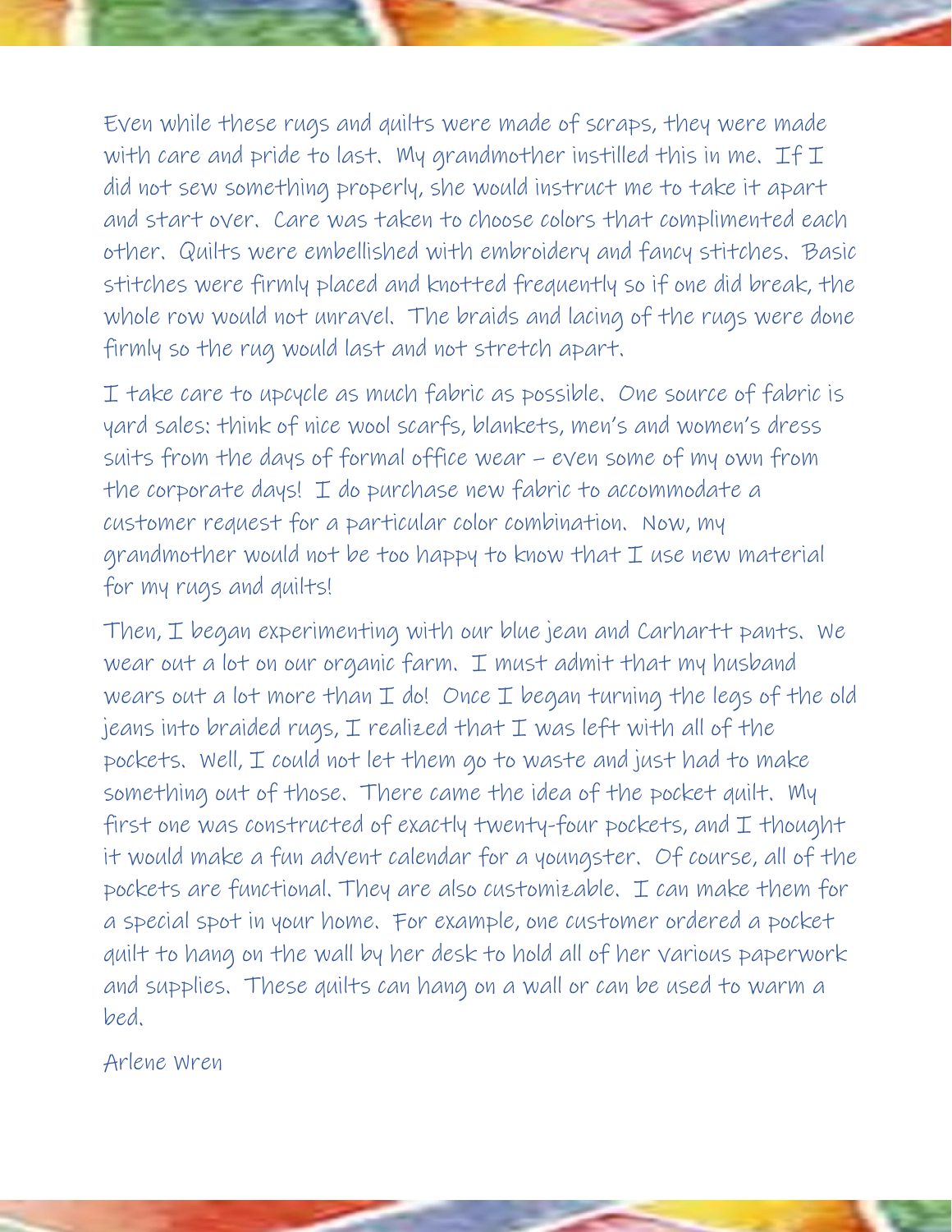Even while these rugs and quilts were made of scraps, they were made with care and pride to last. My grandmother instilled this in me. If I did not sew something properly, she would instruct me to take it apart and start over. Care was taken to choose colors that complimented each other. Quilts were embellished with embroidery and fancy stitches. Basic stitches were firmly placed and knotted frequently so if one did break, the whole row would not unravel. The braids and lacing of the rugs were done firmly so the rug would last and not stretch apart.

I take care to upcycle as much fabric as possible. One source of fabric is yard sales: think of nice wool scarfs, blankets, men's and women's dress suits from the days of formal office wear – even some of my own from the corporate days! I do purchase new fabric to accommodate a customer request for a particular color combination. Now, my grandmother would not be too happy to know that I use new material for my rugs and quilts!

Then, I began experimenting with our blue jean and Carhartt pants. We wear out a lot on our organic farm. I must admit that my husband wears out a lot more than I do! Once I began turning the legs of the old jeans into braided rugs, I realized that I was left with all of the pockets. Well, I could not let them go to waste and just had to make something out of those. There came the idea of the pocket quilt. My first one was constructed of exactly twenty-four pockets, and I thought it would make a fun advent calendar for a youngster. Of course, all of the pockets are functional. They are also customizable. I can make them for a special spot in your home. For example, one customer ordered a pocket quilt to hang on the wall by her desk to hold all of her various paperwork and supplies. These quilts can hang on a wall or can be used to warm a bed.

Arlene Wren